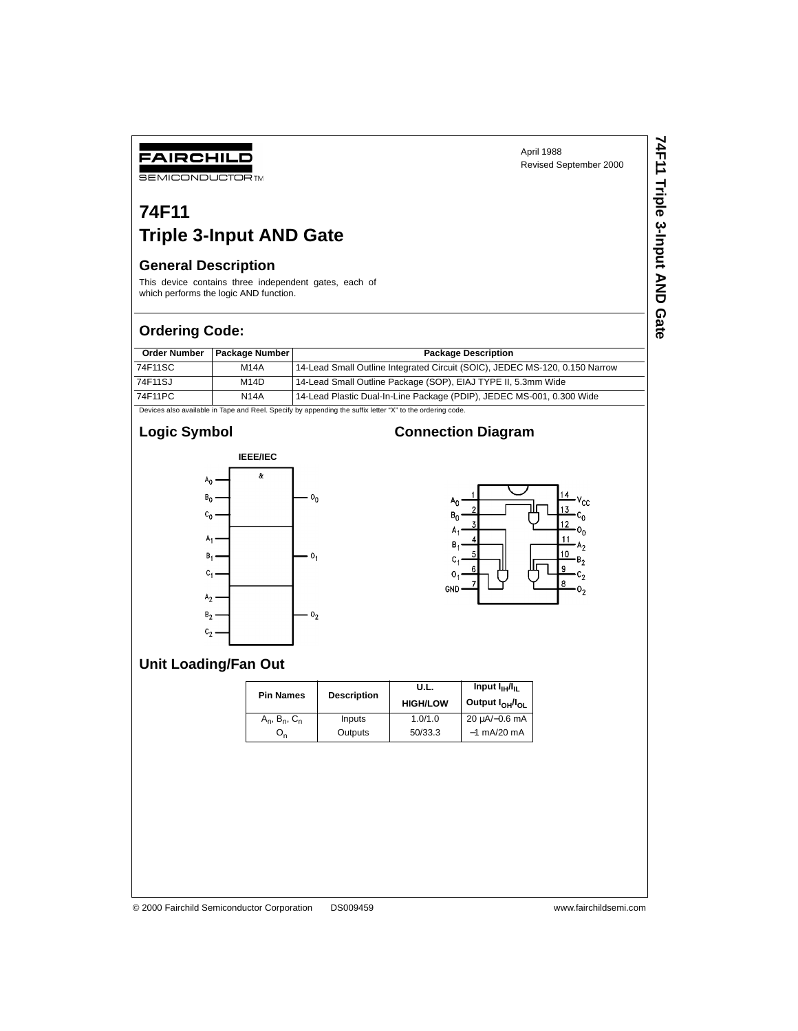FAIRCHILD

SEMICONDUCTOR™

April 1988
Revised September 2000

# 74F11
# Triple 3-Input AND Gate

## General Description

This device contains three independent gates, each of which performs the logic AND function.

## Ordering Code:

| Order Number | Package Number | Package Description |
|---|---|---|
| 74F11SC | M14A | 14-Lead Small Outline Integrated Circuit (SOIC), JEDEC MS-120, 0.150 Narrow |
| 74F11SJ | M14D | 14-Lead Small Outline Package (SOP), EIAJ TYPE II, 5.3mm Wide |
| 74F11PC | N14A | 14-Lead Plastic Dual-In-Line Package (PDIP), JEDEC MS-001, 0.300 Wide |

Devices also available in Tape and Reel. Specify by appending the suffix letter "X" to the ordering code.

## Logic Symbol

IEEE/IEC

## Connection Diagram

## Unit Loading/Fan Out

| Pin Names | Description | U.L. HIGH/LOW | Input $I_{IH}/I_{IL}$ Output $I_{OH}/I_{OL}$ |
|---|---|---|---|
| $A_n$, $B_n$, $C_n$ | Inputs | 1.0/1.0 | 20 μA/−0.6 mA |
| $O_n$ | Outputs | 50/33.3 | −1 mA/20 mA |

© 2000 Fairchild Semiconductor Corporation DS009459 www.fairchildsemi.com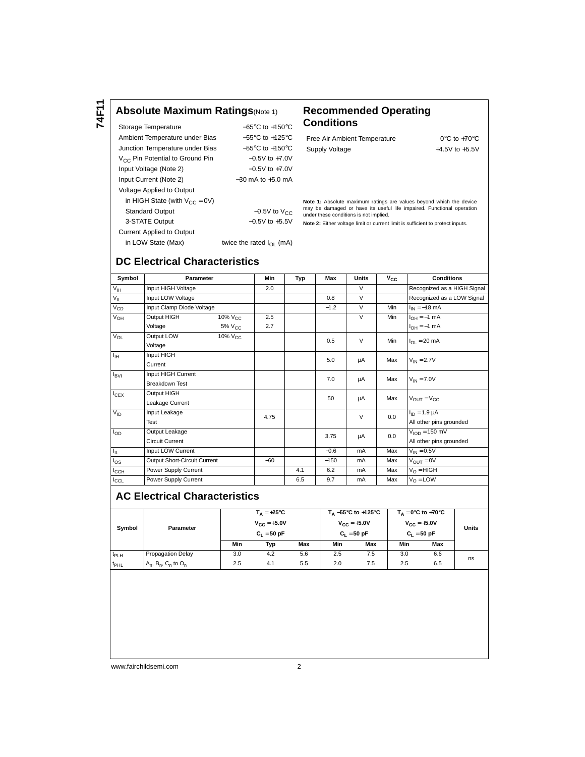## Absolute Maximum Ratings (Note 1)

| | |
|---|---|
| Storage Temperature | −65°C to +150°C |
| Ambient Temperature under Bias | −55°C to +125°C |
| Junction Temperature under Bias | −55°C to +150°C |
| $V_{CC}$ Pin Potential to Ground Pin | −0.5V to +7.0V |
| Input Voltage (Note 2) | −0.5V to +7.0V |
| Input Current (Note 2) | −30 mA to +5.0 mA |
| Voltage Applied to Output | |
| in HIGH State (with $V_{CC}$ = 0V) | |
| Standard Output | −0.5V to $V_{CC}$ |
| 3-STATE Output | −0.5V to +5.5V |
| Current Applied to Output | |
| in LOW State (Max) | twice the rated $I_{OL}$ (mA) |

## Recommended Operating Conditions

| | |
|---|---|
| Free Air Ambient Temperature | 0°C to +70°C |
| Supply Voltage | +4.5V to +5.5V |

**Note 1:** Absolute maximum ratings are values beyond which the device may be damaged or have its useful life impaired. Functional operation under these conditions is not implied.

**Note 2:** Either voltage limit or current limit is sufficient to protect inputs.

## DC Electrical Characteristics

| Symbol | Parameter | | Min | Typ | Max | Units | $V_{CC}$ | Conditions |
|---|---|---|---|---|---|---|---|---|
| $V_{IH}$ | Input HIGH Voltage | | 2.0 | | | V | | Recognized as a HIGH Signal |
| $V_{IL}$ | Input LOW Voltage | | | | 0.8 | V | | Recognized as a LOW Signal |
| $V_{CD}$ | Input Clamp Diode Voltage | | | | −1.2 | V | Min | $I_{IN}$ = −18 mA |
| $V_{OH}$ | Output HIGH Voltage | 10% $V_{CC}$ | 2.5 | | | V | Min | $I_{OH}$ = −1 mA |
| | | 5% $V_{CC}$ | 2.7 | | | | | $I_{OH}$ = −1 mA |
| $V_{OL}$ | Output LOW Voltage | 10% $V_{CC}$ | | | 0.5 | V | Min | $I_{OL}$ = 20 mA |
| $I_{IH}$ | Input HIGH Current | | | | 5.0 | µA | Max | $V_{IN}$ = 2.7V |
| $I_{BVI}$ | Input HIGH Current Breakdown Test | | | | 7.0 | µA | Max | $V_{IN}$ = 7.0V |
| $I_{CEX}$ | Output HIGH Leakage Current | | | | 50 | µA | Max | $V_{OUT}$ = $V_{CC}$ |
| $V_{ID}$ | Input Leakage Test | | 4.75 | | | V | 0.0 | $I_{ID}$ = 1.9 µA All other pins grounded |
| $I_{OD}$ | Output Leakage Circuit Current | | | | 3.75 | µA | 0.0 | $V_{IOD}$ = 150 mV All other pins grounded |
| $I_{IL}$ | Input LOW Current | | | | −0.6 | mA | Max | $V_{IN}$ = 0.5V |
| $I_{OS}$ | Output Short-Circuit Current | | −60 | | −150 | mA | Max | $V_{OUT}$ = 0V |
| $I_{CCH}$ | Power Supply Current | | | 4.1 | 6.2 | mA | Max | $V_O$ = HIGH |
| $I_{CCL}$ | Power Supply Current | | | 6.5 | 9.7 | mA | Max | $V_O$ = LOW |

## AC Electrical Characteristics

| Symbol | Parameter | $T_A$ = +25°C, $V_{CC}$ = +5.0V, $C_L$ = 50 pF | | | $T_A$ −55°C to +125°C, $V_{CC}$ = +5.0V, $C_L$ = 50 pF | | $T_A$ = 0°C to +70°C, $V_{CC}$ = +5.0V, $C_L$ = 50 pF | | Units |
|---|---|---|---|---|---|---|---|---|---|
| | | Min | Typ | Max | Min | Max | Min | Max | |
| $t_{PLH}$ | Propagation Delay | 3.0 | 4.2 | 5.6 | 2.5 | 7.5 | 3.0 | 6.6 | ns |
| $t_{PHL}$ | $A_n$, $B_n$, $C_n$ to $O_n$ | 2.5 | 4.1 | 5.5 | 2.0 | 7.5 | 2.5 | 6.5 | |